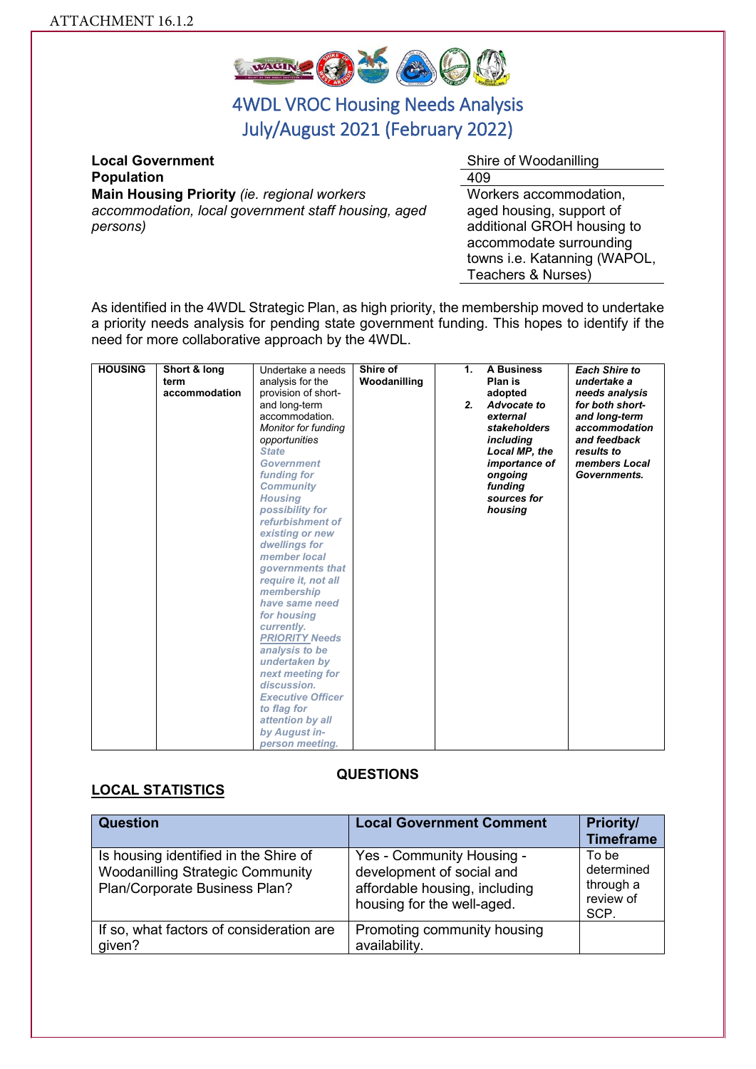ATTACHMENT 16.1.2

# 4WDL VROC Housing Needs Analysis
## July/August 2021 (February 2022)

| | |
|---|---|
| **Local Government** | Shire of Woodanilling |
| **Population** | 409 |
| **Main Housing Priority** *(ie. regional workers accommodation, local government staff housing, aged persons)* | Workers accommodation, aged housing, support of additional GROH housing to accommodate surrounding towns i.e. Katanning (WAPOL, Teachers & Nurses) |

As identified in the 4WDL Strategic Plan, as high priority, the membership moved to undertake a priority needs analysis for pending state government funding. This hopes to identify if the need for more collaborative approach by the 4WDL.

| **HOUSING** | **Short & long term accommodation** | Undertake a needs analysis for the provision of short- and long-term accommodation. *Monitor for funding opportunities* ***State Government funding for Community Housing possibility for refurbishment of existing or new dwellings for member local governments that require it, not all membership have same need for housing currently. PRIORITY Needs analysis to be undertaken by next meeting for discussion. Executive Officer to flag for attention by all by August in-person meeting.*** | **Shire of Woodanilling** | **1. A Business Plan is adopted** ***2. Advocate to external stakeholders including Local MP, the importance of ongoing funding sources for housing*** | ***Each Shire to undertake a needs analysis for both short- and long-term accommodation and feedback results to members Local Governments.*** |
|---|---|---|---|---|---|

### QUESTIONS

## LOCAL STATISTICS

| Question | Local Government Comment | Priority/ Timeframe |
|---|---|---|
| Is housing identified in the Shire of Woodanilling Strategic Community Plan/Corporate Business Plan? | Yes - Community Housing - development of social and affordable housing, including housing for the well-aged. | To be determined through a review of SCP. |
| If so, what factors of consideration are given? | Promoting community housing availability. | |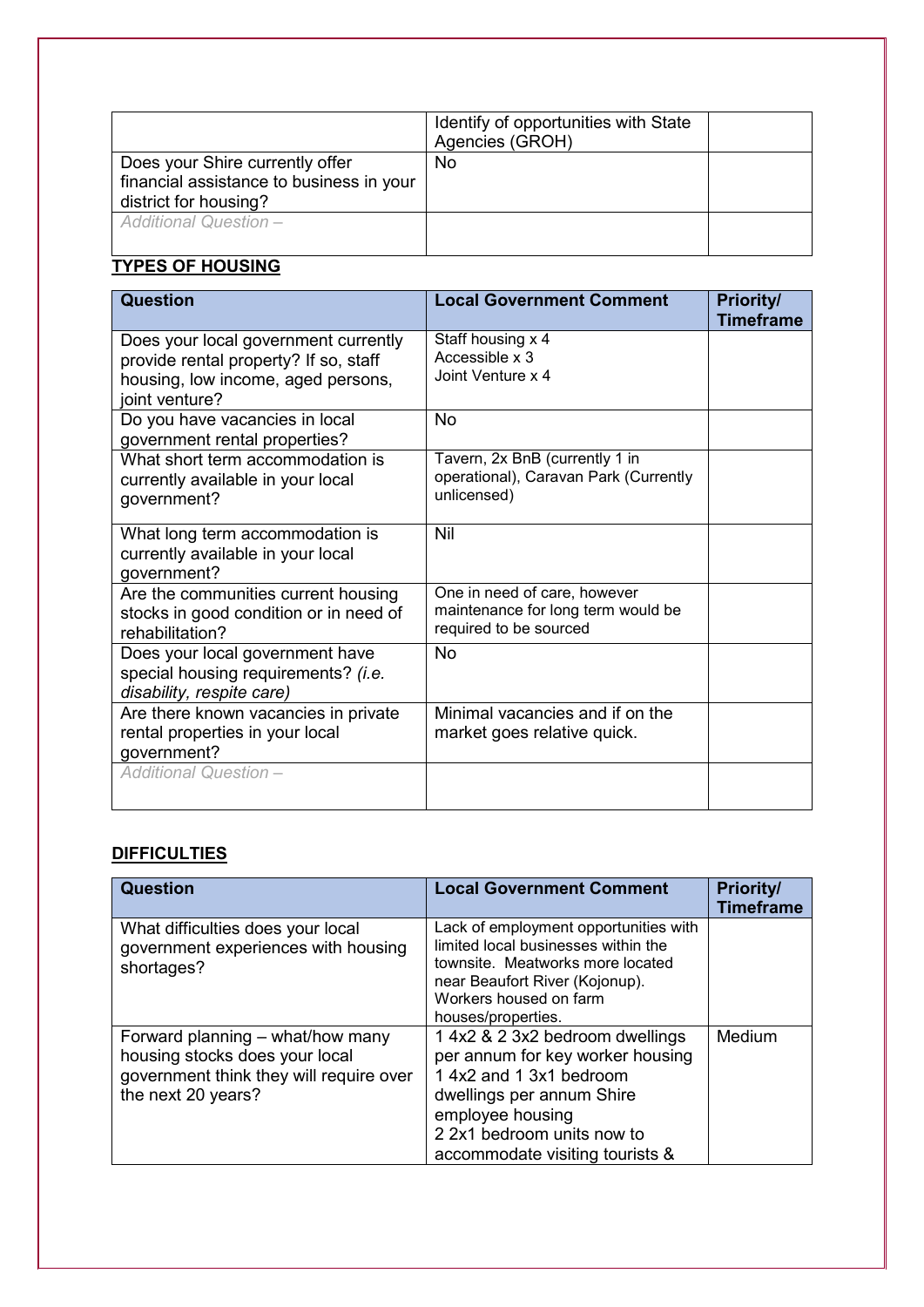| | | |
|---|---|---|
| | Identify of opportunities with State Agencies (GROH) | |
| Does your Shire currently offer financial assistance to business in your district for housing? | No | |
| *Additional Question –* | | |

**TYPES OF HOUSING**

| Question | Local Government Comment | Priority/ Timeframe |
|---|---|---|
| Does your local government currently provide rental property? If so, staff housing, low income, aged persons, joint venture? | Staff housing x 4<br>Accessible x 3<br>Joint Venture x 4 | |
| Do you have vacancies in local government rental properties? | No | |
| What short term accommodation is currently available in your local government? | Tavern, 2x BnB (currently 1 in operational), Caravan Park (Currently unlicensed) | |
| What long term accommodation is currently available in your local government? | Nil | |
| Are the communities current housing stocks in good condition or in need of rehabilitation? | One in need of care, however maintenance for long term would be required to be sourced | |
| Does your local government have special housing requirements? *(i.e. disability, respite care)* | No | |
| Are there known vacancies in private rental properties in your local government? | Minimal vacancies and if on the market goes relative quick. | |
| *Additional Question –* | | |

**DIFFICULTIES**

| Question | Local Government Comment | Priority/ Timeframe |
|---|---|---|
| What difficulties does your local government experiences with housing shortages? | Lack of employment opportunities with limited local businesses within the townsite. Meatworks more located near Beaufort River (Kojonup). Workers housed on farm houses/properties. | |
| Forward planning – what/how many housing stocks does your local government think they will require over the next 20 years? | 1 4x2 & 2 3x2 bedroom dwellings per annum for key worker housing<br>1 4x2 and 1 3x1 bedroom dwellings per annum Shire employee housing<br>2 2x1 bedroom units now to accommodate visiting tourists & | Medium |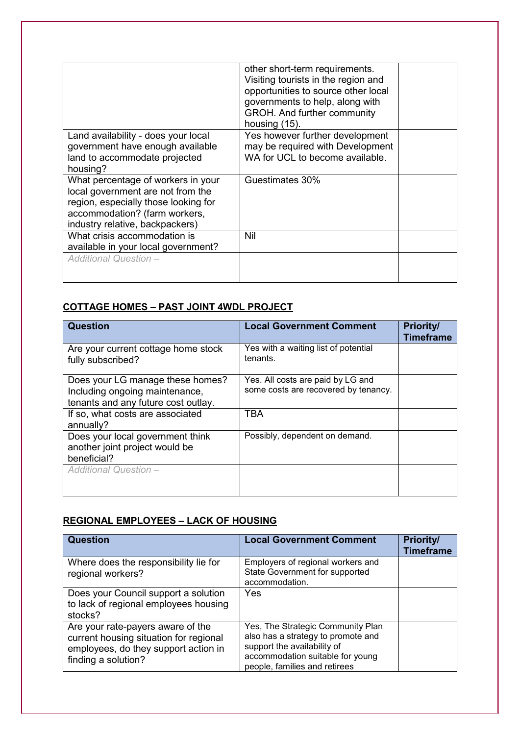| | | |
|---|---|---|
| | other short-term requirements. Visiting tourists in the region and opportunities to source other local governments to help, along with GROH. And further community housing (15). | |
| Land availability - does your local government have enough available land to accommodate projected housing? | Yes however further development may be required with Development WA for UCL to become available. | |
| What percentage of workers in your local government are not from the region, especially those looking for accommodation? (farm workers, industry relative, backpackers) | Guestimates 30% | |
| What crisis accommodation is available in your local government? | Nil | |
| *Additional Question –* | | |

## COTTAGE HOMES – PAST JOINT 4WDL PROJECT

| Question | Local Government Comment | Priority/ Timeframe |
|---|---|---|
| Are your current cottage home stock fully subscribed? | Yes with a waiting list of potential tenants. | |
| Does your LG manage these homes? Including ongoing maintenance, tenants and any future cost outlay. | Yes. All costs are paid by LG and some costs are recovered by tenancy. | |
| If so, what costs are associated annually? | TBA | |
| Does your local government think another joint project would be beneficial? | Possibly, dependent on demand. | |
| *Additional Question –* | | |

## REGIONAL EMPLOYEES – LACK OF HOUSING

| Question | Local Government Comment | Priority/ Timeframe |
|---|---|---|
| Where does the responsibility lie for regional workers? | Employers of regional workers and State Government for supported accommodation. | |
| Does your Council support a solution to lack of regional employees housing stocks? | Yes | |
| Are your rate-payers aware of the current housing situation for regional employees, do they support action in finding a solution? | Yes, The Strategic Community Plan also has a strategy to promote and support the availability of accommodation suitable for young people, families and retirees | |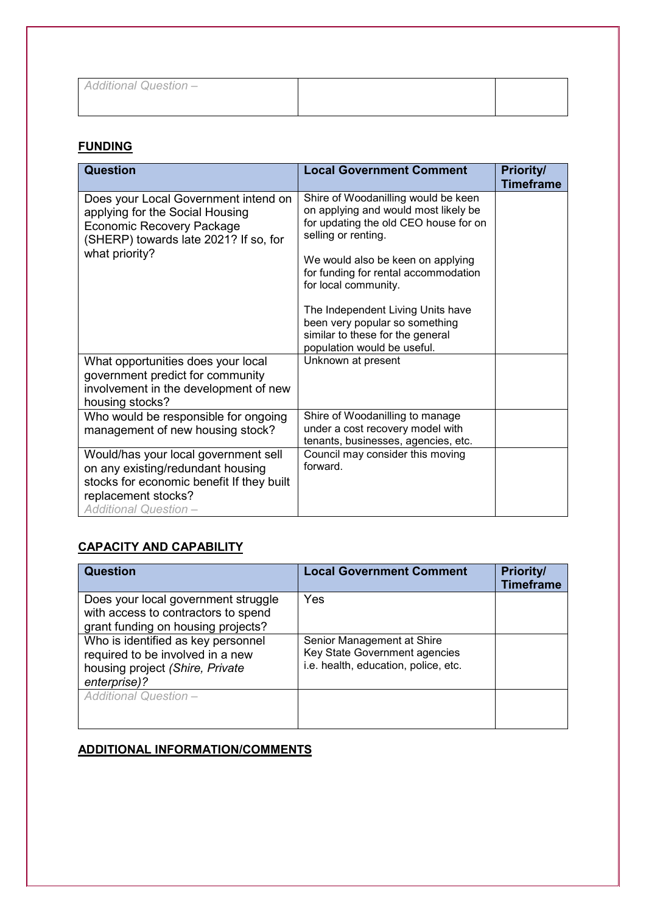| *Additional Question –* | | |
|---|---|---|

## FUNDING

| Question | Local Government Comment | Priority/ Timeframe |
|---|---|---|
| Does your Local Government intend on applying for the Social Housing Economic Recovery Package (SHERP) towards late 2021? If so, for what priority? | Shire of Woodanilling would be keen on applying and would most likely be for updating the old CEO house for on selling or renting.<br><br>We would also be keen on applying for funding for rental accommodation for local community.<br><br>The Independent Living Units have been very popular so something similar to these for the general population would be useful. | |
| What opportunities does your local government predict for community involvement in the development of new housing stocks? | Unknown at present | |
| Who would be responsible for ongoing management of new housing stock? | Shire of Woodanilling to manage under a cost recovery model with tenants, businesses, agencies, etc. | |
| Would/has your local government sell on any existing/redundant housing stocks for economic benefit If they built replacement stocks?<br>*Additional Question –* | Council may consider this moving forward. | |

## CAPACITY AND CAPABILITY

| Question | Local Government Comment | Priority/ Timeframe |
|---|---|---|
| Does your local government struggle with access to contractors to spend grant funding on housing projects? | Yes | |
| Who is identified as key personnel required to be involved in a new housing project *(Shire, Private enterprise)?* | Senior Management at Shire<br>Key State Government agencies i.e. health, education, police, etc. | |
| *Additional Question –* | | |

## ADDITIONAL INFORMATION/COMMENTS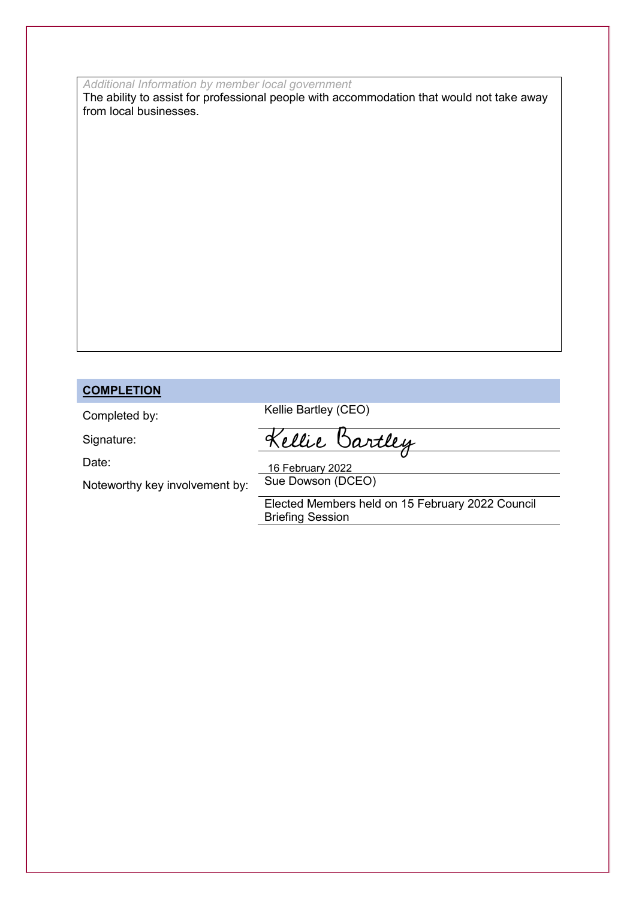*Additional Information by member local government*

The ability to assist for professional people with accommodation that would not take away from local businesses.

## COMPLETION

| | |
|---|---|
| Completed by: | Kellie Bartley (CEO) |
| Signature: | Kellie Bartley |
| Date: | 16 February 2022 |
| Noteworthy key involvement by: | Sue Dowson (DCEO) |
| | Elected Members held on 15 February 2022 Council Briefing Session |